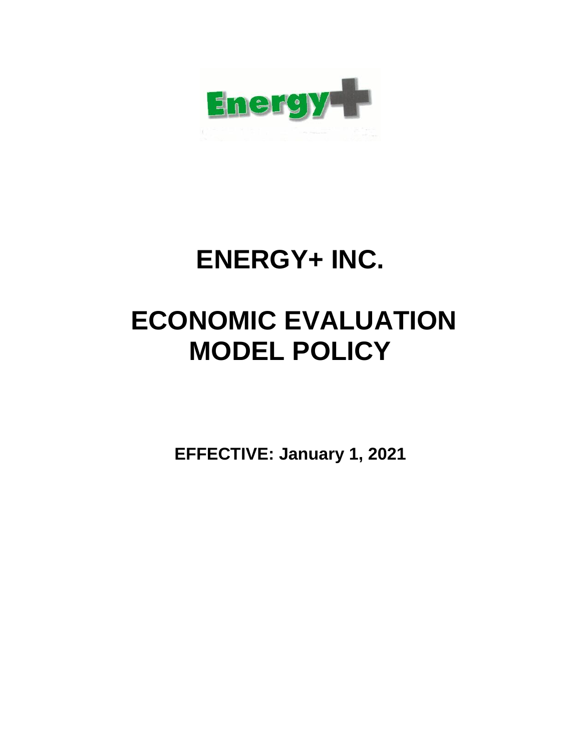# ENERGY+ INC.

# ECONOMIC EVALUATION MODEL POLICY

**EFFECTIVE: January 1, 2021**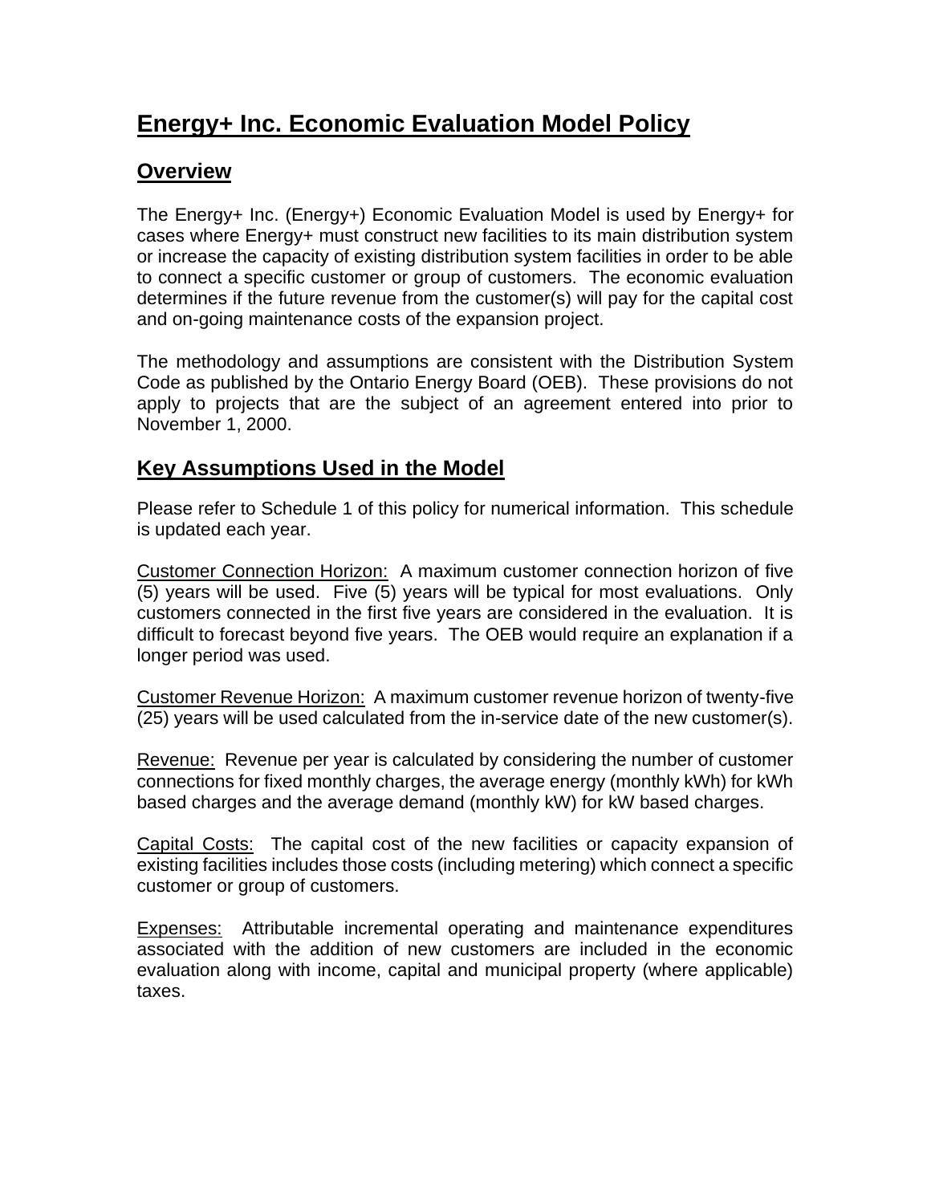# Energy+ Inc. Economic Evaluation Model Policy

## Overview

The Energy+ Inc. (Energy+) Economic Evaluation Model is used by Energy+ for cases where Energy+ must construct new facilities to its main distribution system or increase the capacity of existing distribution system facilities in order to be able to connect a specific customer or group of customers. The economic evaluation determines if the future revenue from the customer(s) will pay for the capital cost and on-going maintenance costs of the expansion project.

The methodology and assumptions are consistent with the Distribution System Code as published by the Ontario Energy Board (OEB). These provisions do not apply to projects that are the subject of an agreement entered into prior to November 1, 2000.

## Key Assumptions Used in the Model

Please refer to Schedule 1 of this policy for numerical information. This schedule is updated each year.

Customer Connection Horizon: A maximum customer connection horizon of five (5) years will be used. Five (5) years will be typical for most evaluations. Only customers connected in the first five years are considered in the evaluation. It is difficult to forecast beyond five years. The OEB would require an explanation if a longer period was used.

Customer Revenue Horizon: A maximum customer revenue horizon of twenty-five (25) years will be used calculated from the in-service date of the new customer(s).

Revenue: Revenue per year is calculated by considering the number of customer connections for fixed monthly charges, the average energy (monthly kWh) for kWh based charges and the average demand (monthly kW) for kW based charges.

Capital Costs: The capital cost of the new facilities or capacity expansion of existing facilities includes those costs (including metering) which connect a specific customer or group of customers.

Expenses: Attributable incremental operating and maintenance expenditures associated with the addition of new customers are included in the economic evaluation along with income, capital and municipal property (where applicable) taxes.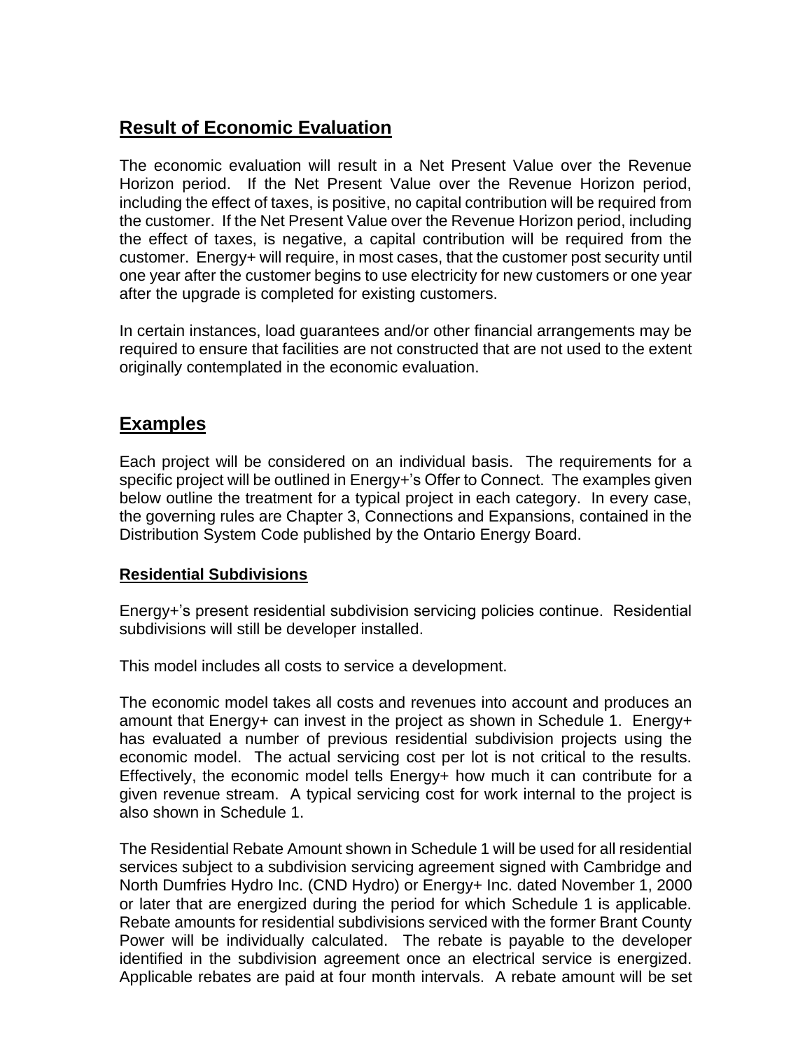## Result of Economic Evaluation

The economic evaluation will result in a Net Present Value over the Revenue Horizon period. If the Net Present Value over the Revenue Horizon period, including the effect of taxes, is positive, no capital contribution will be required from the customer. If the Net Present Value over the Revenue Horizon period, including the effect of taxes, is negative, a capital contribution will be required from the customer. Energy+ will require, in most cases, that the customer post security until one year after the customer begins to use electricity for new customers or one year after the upgrade is completed for existing customers.

In certain instances, load guarantees and/or other financial arrangements may be required to ensure that facilities are not constructed that are not used to the extent originally contemplated in the economic evaluation.

## Examples

Each project will be considered on an individual basis. The requirements for a specific project will be outlined in Energy+'s Offer to Connect. The examples given below outline the treatment for a typical project in each category. In every case, the governing rules are Chapter 3, Connections and Expansions, contained in the Distribution System Code published by the Ontario Energy Board.

### Residential Subdivisions

Energy+'s present residential subdivision servicing policies continue. Residential subdivisions will still be developer installed.

This model includes all costs to service a development.

The economic model takes all costs and revenues into account and produces an amount that Energy+ can invest in the project as shown in Schedule 1. Energy+ has evaluated a number of previous residential subdivision projects using the economic model. The actual servicing cost per lot is not critical to the results. Effectively, the economic model tells Energy+ how much it can contribute for a given revenue stream. A typical servicing cost for work internal to the project is also shown in Schedule 1.

The Residential Rebate Amount shown in Schedule 1 will be used for all residential services subject to a subdivision servicing agreement signed with Cambridge and North Dumfries Hydro Inc. (CND Hydro) or Energy+ Inc. dated November 1, 2000 or later that are energized during the period for which Schedule 1 is applicable. Rebate amounts for residential subdivisions serviced with the former Brant County Power will be individually calculated. The rebate is payable to the developer identified in the subdivision agreement once an electrical service is energized. Applicable rebates are paid at four month intervals. A rebate amount will be set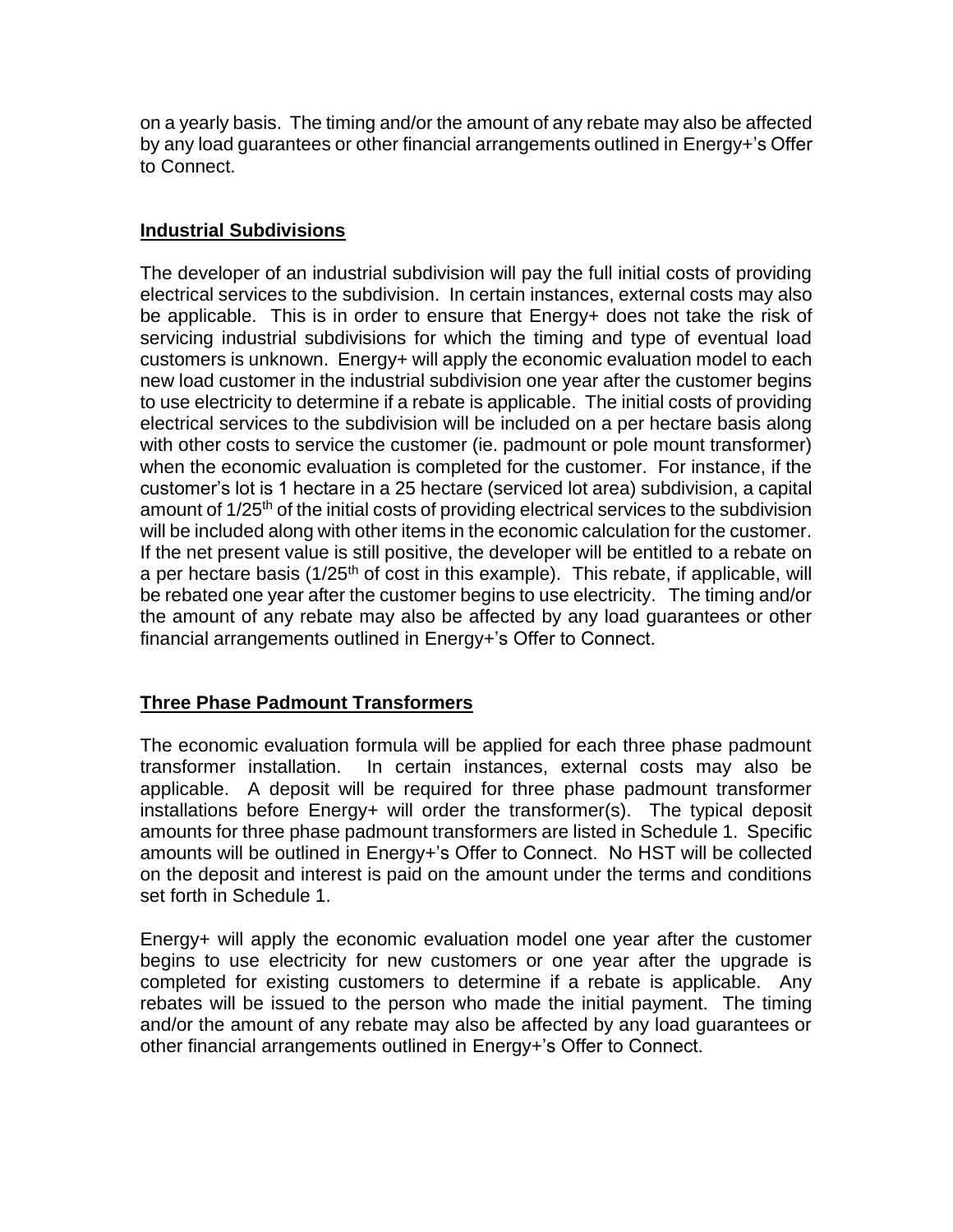on a yearly basis. The timing and/or the amount of any rebate may also be affected by any load guarantees or other financial arrangements outlined in Energy+'s Offer to Connect.

## Industrial Subdivisions

The developer of an industrial subdivision will pay the full initial costs of providing electrical services to the subdivision. In certain instances, external costs may also be applicable. This is in order to ensure that Energy+ does not take the risk of servicing industrial subdivisions for which the timing and type of eventual load customers is unknown. Energy+ will apply the economic evaluation model to each new load customer in the industrial subdivision one year after the customer begins to use electricity to determine if a rebate is applicable. The initial costs of providing electrical services to the subdivision will be included on a per hectare basis along with other costs to service the customer (ie. padmount or pole mount transformer) when the economic evaluation is completed for the customer. For instance, if the customer's lot is 1 hectare in a 25 hectare (serviced lot area) subdivision, a capital amount of 1/25th of the initial costs of providing electrical services to the subdivision will be included along with other items in the economic calculation for the customer. If the net present value is still positive, the developer will be entitled to a rebate on a per hectare basis (1/25th of cost in this example). This rebate, if applicable, will be rebated one year after the customer begins to use electricity. The timing and/or the amount of any rebate may also be affected by any load guarantees or other financial arrangements outlined in Energy+'s Offer to Connect.

## Three Phase Padmount Transformers

The economic evaluation formula will be applied for each three phase padmount transformer installation. In certain instances, external costs may also be applicable. A deposit will be required for three phase padmount transformer installations before Energy+ will order the transformer(s). The typical deposit amounts for three phase padmount transformers are listed in Schedule 1. Specific amounts will be outlined in Energy+'s Offer to Connect. No HST will be collected on the deposit and interest is paid on the amount under the terms and conditions set forth in Schedule 1.

Energy+ will apply the economic evaluation model one year after the customer begins to use electricity for new customers or one year after the upgrade is completed for existing customers to determine if a rebate is applicable. Any rebates will be issued to the person who made the initial payment. The timing and/or the amount of any rebate may also be affected by any load guarantees or other financial arrangements outlined in Energy+'s Offer to Connect.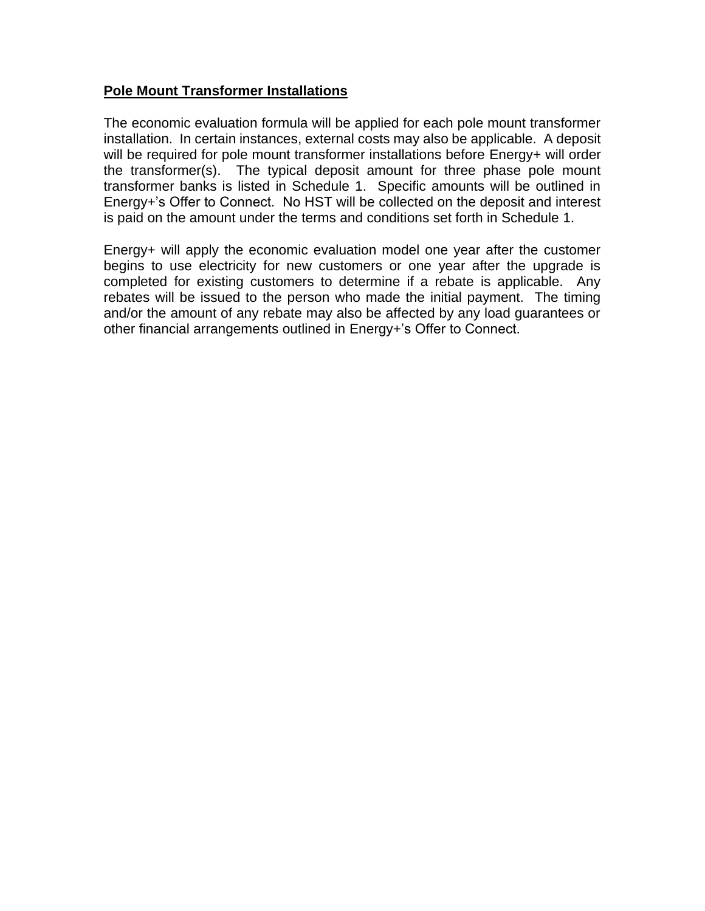**Pole Mount Transformer Installations**

The economic evaluation formula will be applied for each pole mount transformer installation. In certain instances, external costs may also be applicable. A deposit will be required for pole mount transformer installations before Energy+ will order the transformer(s). The typical deposit amount for three phase pole mount transformer banks is listed in Schedule 1. Specific amounts will be outlined in Energy+'s Offer to Connect. No HST will be collected on the deposit and interest is paid on the amount under the terms and conditions set forth in Schedule 1.

Energy+ will apply the economic evaluation model one year after the customer begins to use electricity for new customers or one year after the upgrade is completed for existing customers to determine if a rebate is applicable. Any rebates will be issued to the person who made the initial payment. The timing and/or the amount of any rebate may also be affected by any load guarantees or other financial arrangements outlined in Energy+'s Offer to Connect.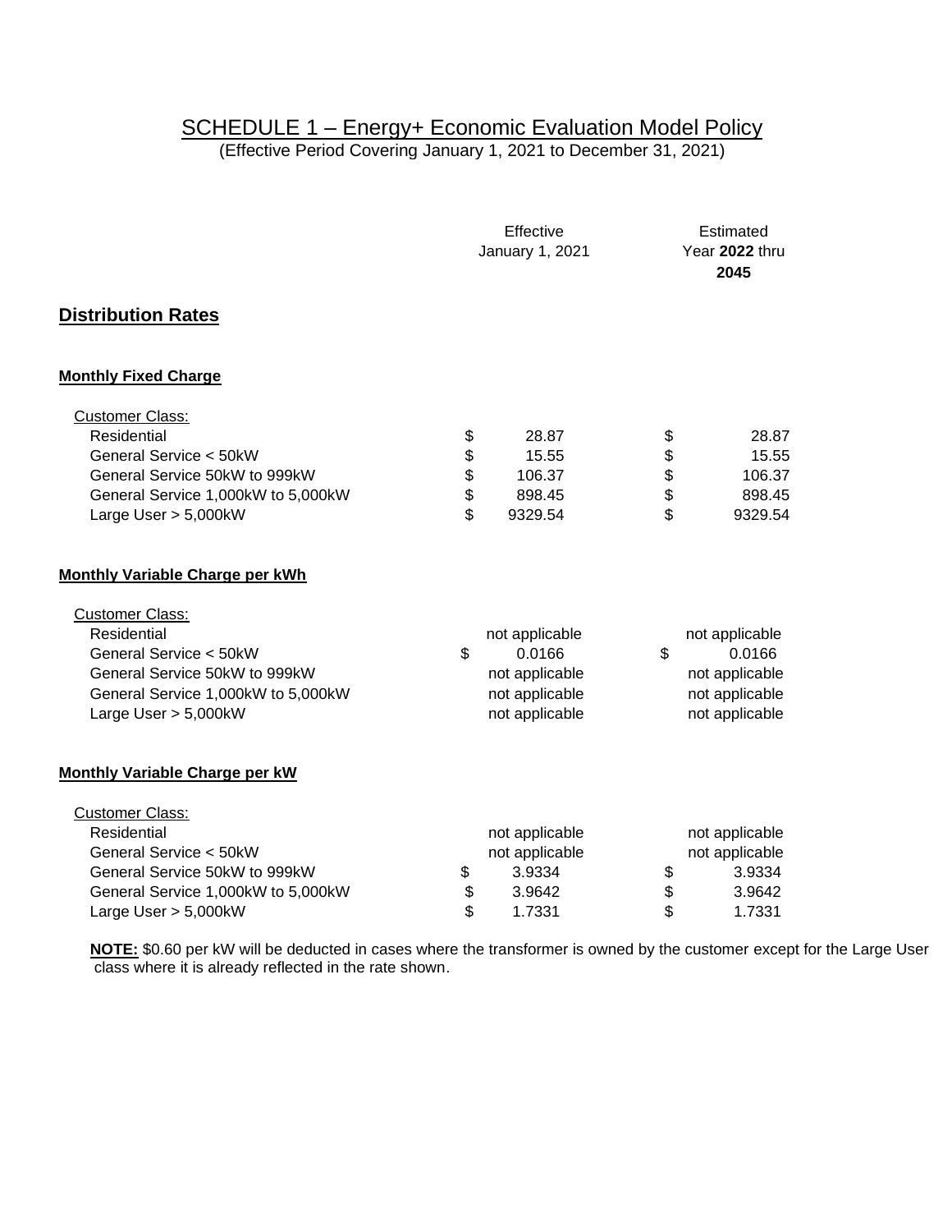# SCHEDULE 1 – Energy+ Economic Evaluation Model Policy

(Effective Period Covering January 1, 2021 to December 31, 2021)

## Distribution Rates

### Monthly Fixed Charge

| Customer Class: | Effective January 1, 2021 | Estimated Year **2022** thru **2045** |
|---|---|---|
| Residential | $ 28.87 | $ 28.87 |
| General Service < 50kW | $ 15.55 | $ 15.55 |
| General Service 50kW to 999kW | $ 106.37 | $ 106.37 |
| General Service 1,000kW to 5,000kW | $ 898.45 | $ 898.45 |
| Large User > 5,000kW | $ 9329.54 | $ 9329.54 |

### Monthly Variable Charge per kWh

| Customer Class: | Effective January 1, 2021 | Estimated Year **2022** thru **2045** |
|---|---|---|
| Residential | not applicable | not applicable |
| General Service < 50kW | $ 0.0166 | $ 0.0166 |
| General Service 50kW to 999kW | not applicable | not applicable |
| General Service 1,000kW to 5,000kW | not applicable | not applicable |
| Large User > 5,000kW | not applicable | not applicable |

### Monthly Variable Charge per kW

| Customer Class: | Effective January 1, 2021 | Estimated Year **2022** thru **2045** |
|---|---|---|
| Residential | not applicable | not applicable |
| General Service < 50kW | not applicable | not applicable |
| General Service 50kW to 999kW | $ 3.9334 | $ 3.9334 |
| General Service 1,000kW to 5,000kW | $ 3.9642 | $ 3.9642 |
| Large User > 5,000kW | $ 1.7331 | $ 1.7331 |

**NOTE:** $0.60 per kW will be deducted in cases where the transformer is owned by the customer except for the Large User class where it is already reflected in the rate shown.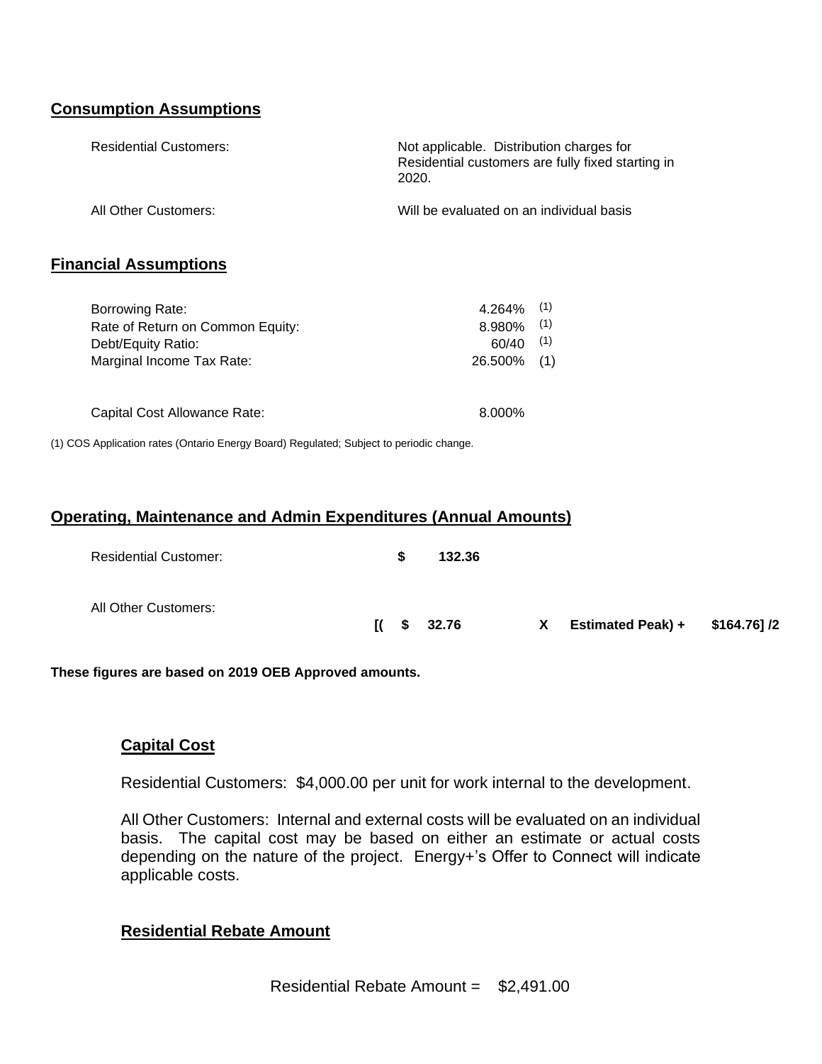## Consumption Assumptions

| | |
|---|---|
| Residential Customers: | Not applicable. Distribution charges for Residential customers are fully fixed starting in 2020. |
| All Other Customers: | Will be evaluated on an individual basis |

## Financial Assumptions

| | | |
|---|---|---|
| Borrowing Rate: | 4.264% | (1) |
| Rate of Return on Common Equity: | 8.980% | (1) |
| Debt/Equity Ratio: | 60/40 | (1) |
| Marginal Income Tax Rate: | 26.500% | (1) |
| Capital Cost Allowance Rate: | 8.000% | |

(1) COS Application rates (Ontario Energy Board) Regulated; Subject to periodic change.

## Operating, Maintenance and Admin Expenditures (Annual Amounts)

Residential Customer: **$ 132.36**

All Other Customers: **[( $ 32.76 X Estimated Peak) + $164.76] /2**

**These figures are based on 2019 OEB Approved amounts.**

### Capital Cost

Residential Customers: $4,000.00 per unit for work internal to the development.

All Other Customers: Internal and external costs will be evaluated on an individual basis. The capital cost may be based on either an estimate or actual costs depending on the nature of the project. Energy+'s Offer to Connect will indicate applicable costs.

### Residential Rebate Amount

Residential Rebate Amount = $2,491.00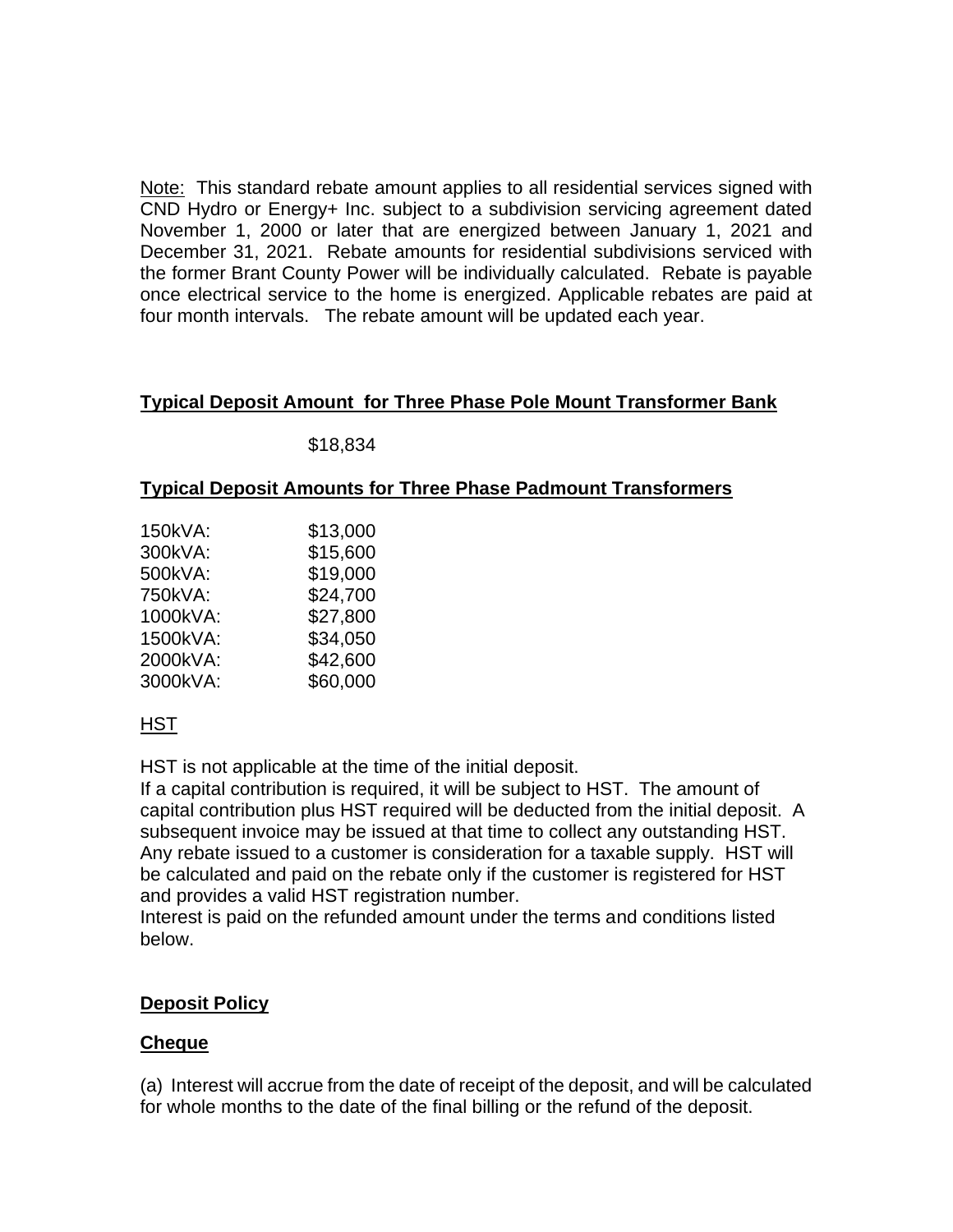Note: This standard rebate amount applies to all residential services signed with CND Hydro or Energy+ Inc. subject to a subdivision servicing agreement dated November 1, 2000 or later that are energized between January 1, 2021 and December 31, 2021. Rebate amounts for residential subdivisions serviced with the former Brant County Power will be individually calculated. Rebate is payable once electrical service to the home is energized. Applicable rebates are paid at four month intervals. The rebate amount will be updated each year.

**Typical Deposit Amount for Three Phase Pole Mount Transformer Bank**

$18,834

**Typical Deposit Amounts for Three Phase Padmount Transformers**

| | |
|---|---|
| 150kVA: | $13,000 |
| 300kVA: | $15,600 |
| 500kVA: | $19,000 |
| 750kVA: | $24,700 |
| 1000kVA: | $27,800 |
| 1500kVA: | $34,050 |
| 2000kVA: | $42,600 |
| 3000kVA: | $60,000 |

HST

HST is not applicable at the time of the initial deposit.
If a capital contribution is required, it will be subject to HST. The amount of capital contribution plus HST required will be deducted from the initial deposit. A subsequent invoice may be issued at that time to collect any outstanding HST. Any rebate issued to a customer is consideration for a taxable supply. HST will be calculated and paid on the rebate only if the customer is registered for HST and provides a valid HST registration number.
Interest is paid on the refunded amount under the terms and conditions listed below.

**Deposit Policy**

**Cheque**

(a) Interest will accrue from the date of receipt of the deposit, and will be calculated for whole months to the date of the final billing or the refund of the deposit.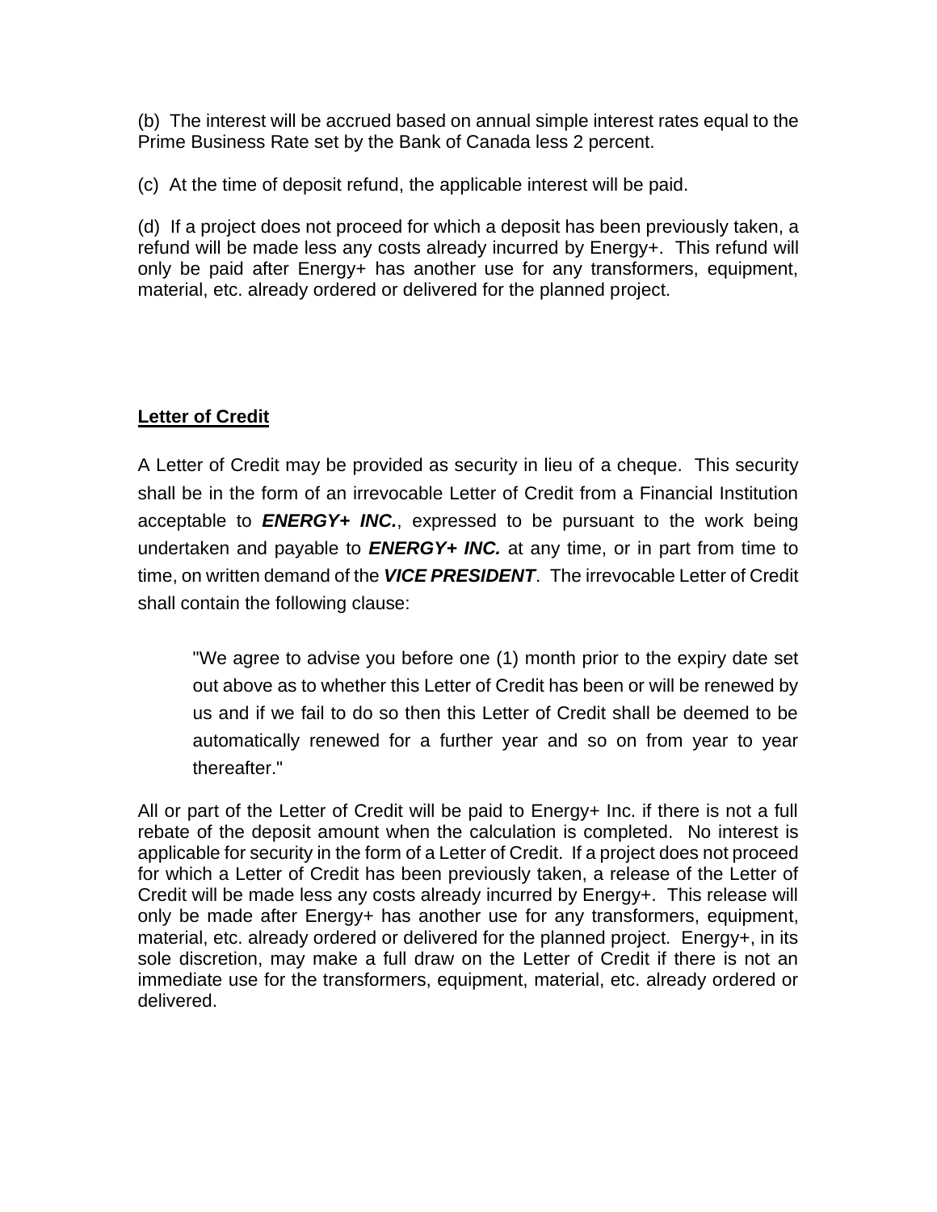(b) The interest will be accrued based on annual simple interest rates equal to the Prime Business Rate set by the Bank of Canada less 2 percent.

(c) At the time of deposit refund, the applicable interest will be paid.

(d) If a project does not proceed for which a deposit has been previously taken, a refund will be made less any costs already incurred by Energy+. This refund will only be paid after Energy+ has another use for any transformers, equipment, material, etc. already ordered or delivered for the planned project.

## Letter of Credit

A Letter of Credit may be provided as security in lieu of a cheque. This security shall be in the form of an irrevocable Letter of Credit from a Financial Institution acceptable to ***ENERGY+ INC.***, expressed to be pursuant to the work being undertaken and payable to ***ENERGY+ INC.*** at any time, or in part from time to time, on written demand of the ***VICE PRESIDENT***. The irrevocable Letter of Credit shall contain the following clause:

> "We agree to advise you before one (1) month prior to the expiry date set out above as to whether this Letter of Credit has been or will be renewed by us and if we fail to do so then this Letter of Credit shall be deemed to be automatically renewed for a further year and so on from year to year thereafter."

All or part of the Letter of Credit will be paid to Energy+ Inc. if there is not a full rebate of the deposit amount when the calculation is completed. No interest is applicable for security in the form of a Letter of Credit. If a project does not proceed for which a Letter of Credit has been previously taken, a release of the Letter of Credit will be made less any costs already incurred by Energy+. This release will only be made after Energy+ has another use for any transformers, equipment, material, etc. already ordered or delivered for the planned project. Energy+, in its sole discretion, may make a full draw on the Letter of Credit if there is not an immediate use for the transformers, equipment, material, etc. already ordered or delivered.